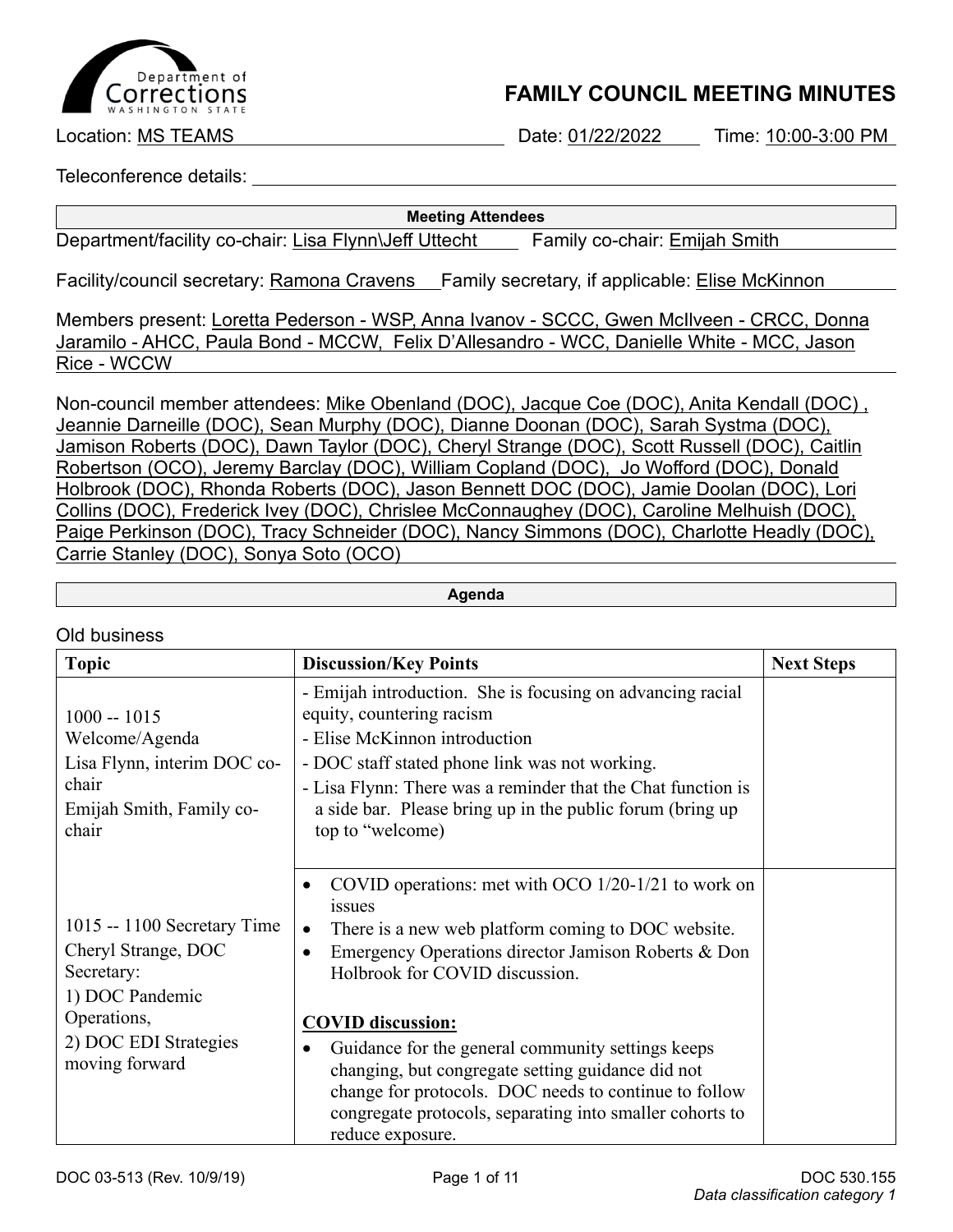# FAMILY COUNCIL MEETING MINUTES

Location: MS TEAMS  Date: 01/22/2022  Time: 10:00-3:00 PM

Teleconference details:

**Meeting Attendees**

Department/facility co-chair: Lisa Flynn\Jeff Uttecht  Family co-chair: Emijah Smith

Facility/council secretary: Ramona Cravens  Family secretary, if applicable: Elise McKinnon

Members present: Loretta Pederson - WSP, Anna Ivanov - SCCC, Gwen McIlveen - CRCC, Donna Jaramilo - AHCC, Paula Bond - MCCW, Felix D'Allesandro - WCC, Danielle White - MCC, Jason Rice - WCCW

Non-council member attendees: Mike Obenland (DOC), Jacque Coe (DOC), Anita Kendall (DOC) , Jeannie Darneille (DOC), Sean Murphy (DOC), Dianne Doonan (DOC), Sarah Systma (DOC), Jamison Roberts (DOC), Dawn Taylor (DOC), Cheryl Strange (DOC), Scott Russell (DOC), Caitlin Robertson (OCO), Jeremy Barclay (DOC), William Copland (DOC), Jo Wofford (DOC), Donald Holbrook (DOC), Rhonda Roberts (DOC), Jason Bennett DOC (DOC), Jamie Doolan (DOC), Lori Collins (DOC), Frederick Ivey (DOC), Chrislee McConnaughey (DOC), Caroline Melhuish (DOC), Paige Perkinson (DOC), Tracy Schneider (DOC), Nancy Simmons (DOC), Charlotte Headly (DOC), Carrie Stanley (DOC), Sonya Soto (OCO)

**Agenda**

Old business

| Topic | Discussion/Key Points | Next Steps |
|---|---|---|
| 1000 -- 1015<br>Welcome/Agenda<br>Lisa Flynn, interim DOC co-chair<br>Emijah Smith, Family co-chair | - Emijah introduction. She is focusing on advancing racial equity, countering racism<br>- Elise McKinnon introduction<br>- DOC staff stated phone link was not working.<br>- Lisa Flynn: There was a reminder that the Chat function is a side bar. Please bring up in the public forum (bring up top to "welcome) | |
| 1015 -- 1100 Secretary Time<br>Cheryl Strange, DOC Secretary:<br>1) DOC Pandemic Operations,<br>2) DOC EDI Strategies moving forward | • COVID operations: met with OCO 1/20-1/21 to work on issues<br>• There is a new web platform coming to DOC website.<br>• Emergency Operations director Jamison Roberts & Don Holbrook for COVID discussion.<br><br>**COVID discussion:**<br>• Guidance for the general community settings keeps changing, but congregate setting guidance did not change for protocols. DOC needs to continue to follow congregate protocols, separating into smaller cohorts to reduce exposure. | |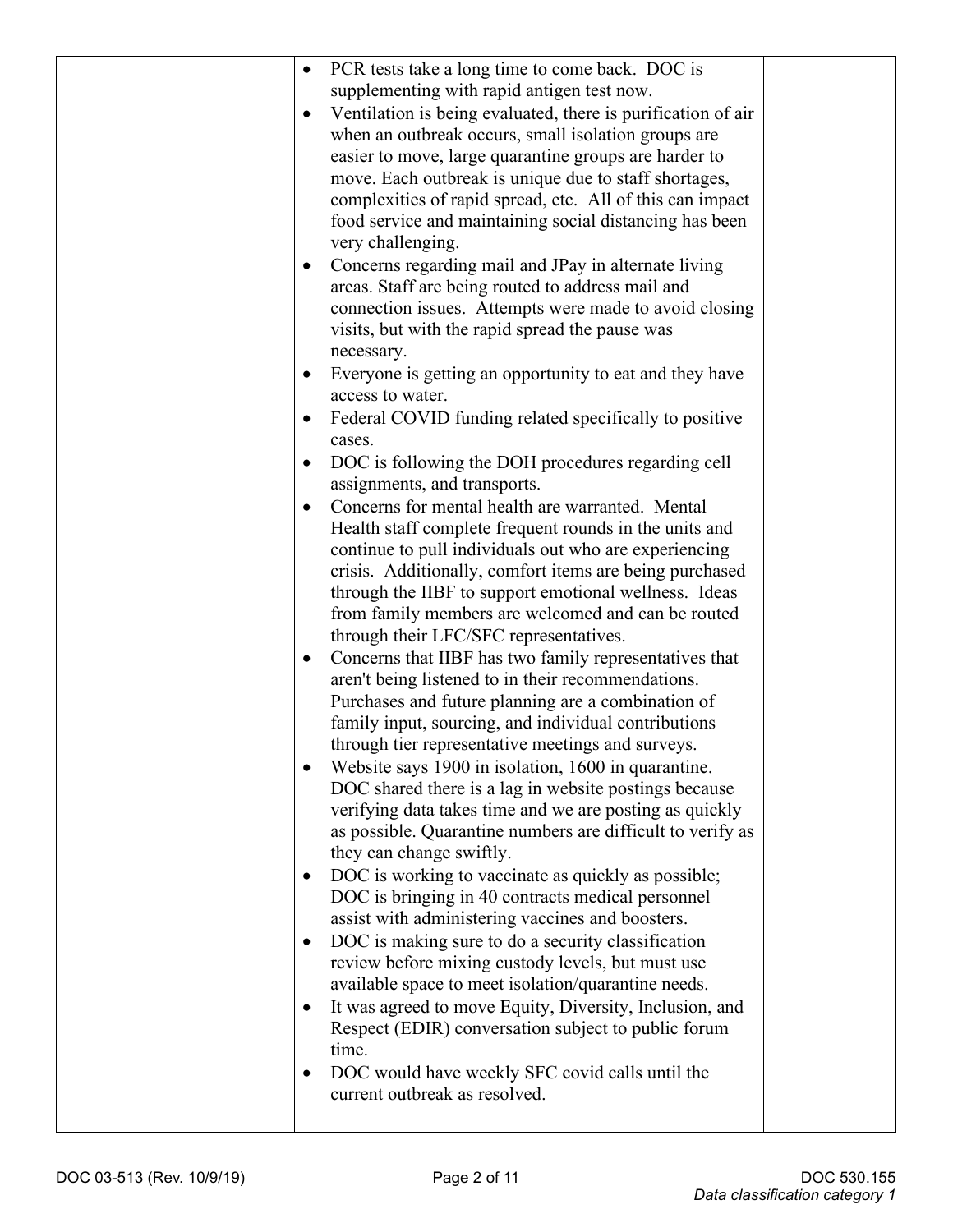| | | |
|---|---|---|
| | • PCR tests take a long time to come back. DOC is supplementing with rapid antigen test now.<br>• Ventilation is being evaluated, there is purification of air when an outbreak occurs, small isolation groups are easier to move, large quarantine groups are harder to move. Each outbreak is unique due to staff shortages, complexities of rapid spread, etc. All of this can impact food service and maintaining social distancing has been very challenging.<br>• Concerns regarding mail and JPay in alternate living areas. Staff are being routed to address mail and connection issues. Attempts were made to avoid closing visits, but with the rapid spread the pause was necessary.<br>• Everyone is getting an opportunity to eat and they have access to water.<br>• Federal COVID funding related specifically to positive cases.<br>• DOC is following the DOH procedures regarding cell assignments, and transports.<br>• Concerns for mental health are warranted. Mental Health staff complete frequent rounds in the units and continue to pull individuals out who are experiencing crisis. Additionally, comfort items are being purchased through the IIBF to support emotional wellness. Ideas from family members are welcomed and can be routed through their LFC/SFC representatives.<br>• Concerns that IIBF has two family representatives that aren't being listened to in their recommendations. Purchases and future planning are a combination of family input, sourcing, and individual contributions through tier representative meetings and surveys.<br>• Website says 1900 in isolation, 1600 in quarantine. DOC shared there is a lag in website postings because verifying data takes time and we are posting as quickly as possible. Quarantine numbers are difficult to verify as they can change swiftly.<br>• DOC is working to vaccinate as quickly as possible; DOC is bringing in 40 contracts medical personnel assist with administering vaccines and boosters.<br>• DOC is making sure to do a security classification review before mixing custody levels, but must use available space to meet isolation/quarantine needs.<br>• It was agreed to move Equity, Diversity, Inclusion, and Respect (EDIR) conversation subject to public forum time.<br>• DOC would have weekly SFC covid calls until the current outbreak as resolved. | |

DOC 03-513 (Rev. 10/9/19)

DOC 530.155
*Data classification category 1*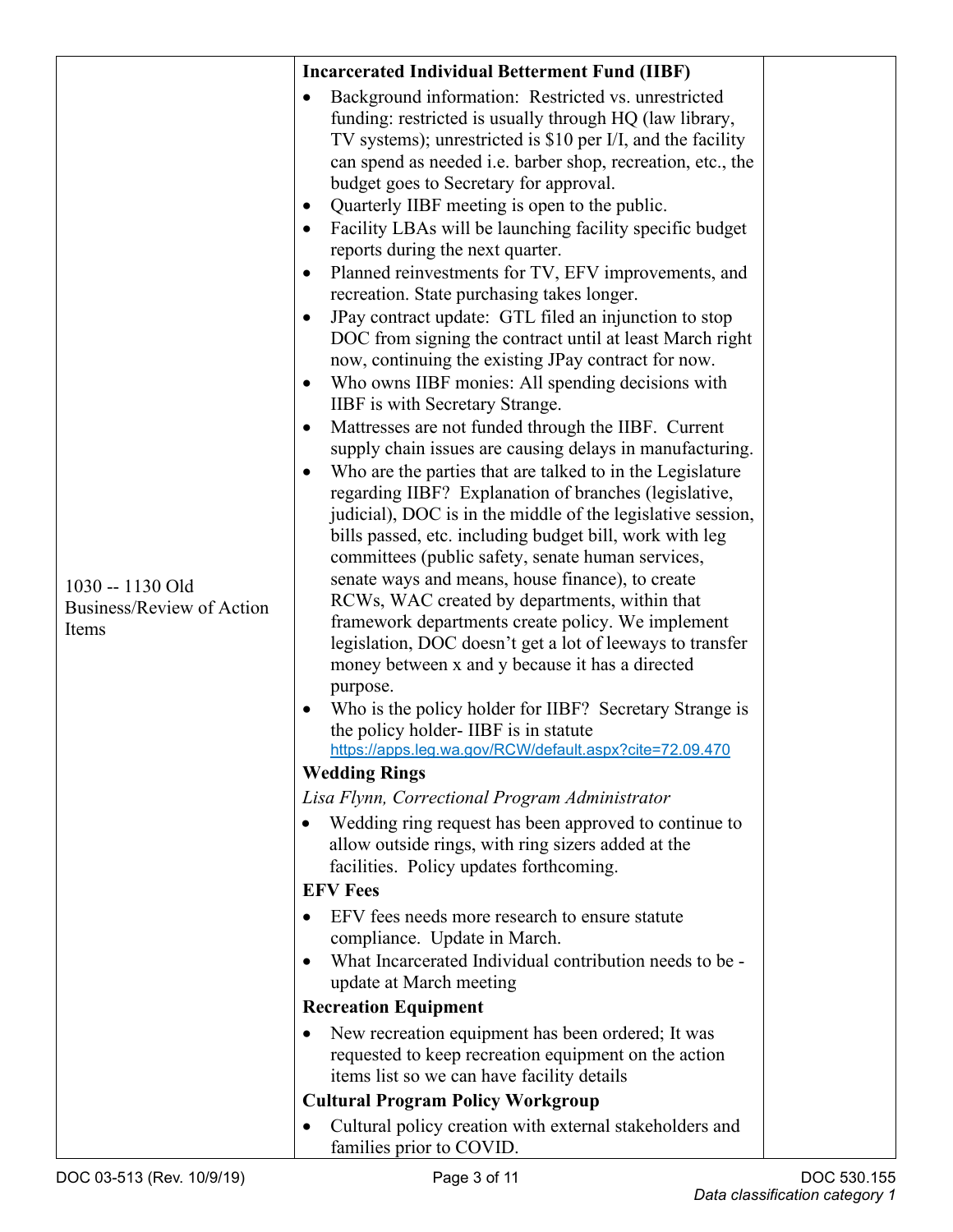| | | |
|---|---|---|
| 1030 -- 1130 Old Business/Review of Action Items | **Incarcerated Individual Betterment Fund (IIBF)**<br>• Background information: Restricted vs. unrestricted funding: restricted is usually through HQ (law library, TV systems); unrestricted is $10 per I/I, and the facility can spend as needed i.e. barber shop, recreation, etc., the budget goes to Secretary for approval.<br>• Quarterly IIBF meeting is open to the public.<br>• Facility LBAs will be launching facility specific budget reports during the next quarter.<br>• Planned reinvestments for TV, EFV improvements, and recreation. State purchasing takes longer.<br>• JPay contract update: GTL filed an injunction to stop DOC from signing the contract until at least March right now, continuing the existing JPay contract for now.<br>• Who owns IIBF monies: All spending decisions with IIBF is with Secretary Strange.<br>• Mattresses are not funded through the IIBF. Current supply chain issues are causing delays in manufacturing.<br>• Who are the parties that are talked to in the Legislature regarding IIBF? Explanation of branches (legislative, judicial), DOC is in the middle of the legislative session, bills passed, etc. including budget bill, work with leg committees (public safety, senate human services, senate ways and means, house finance), to create RCWs, WAC created by departments, within that framework departments create policy. We implement legislation, DOC doesn't get a lot of leeways to transfer money between x and y because it has a directed purpose.<br>• Who is the policy holder for IIBF? Secretary Strange is the policy holder- IIBF is in statute https://apps.leg.wa.gov/RCW/default.aspx?cite=72.09.470<br>**Wedding Rings**<br>*Lisa Flynn, Correctional Program Administrator*<br>• Wedding ring request has been approved to continue to allow outside rings, with ring sizers added at the facilities. Policy updates forthcoming.<br>**EFV Fees**<br>• EFV fees needs more research to ensure statute compliance. Update in March.<br>• What Incarcerated Individual contribution needs to be - update at March meeting<br>**Recreation Equipment**<br>• New recreation equipment has been ordered; It was requested to keep recreation equipment on the action items list so we can have facility details<br>**Cultural Program Policy Workgroup**<br>• Cultural policy creation with external stakeholders and families prior to COVID. | |

DOC 03-513 (Rev. 10/9/19) DOC 530.155
*Data classification category 1*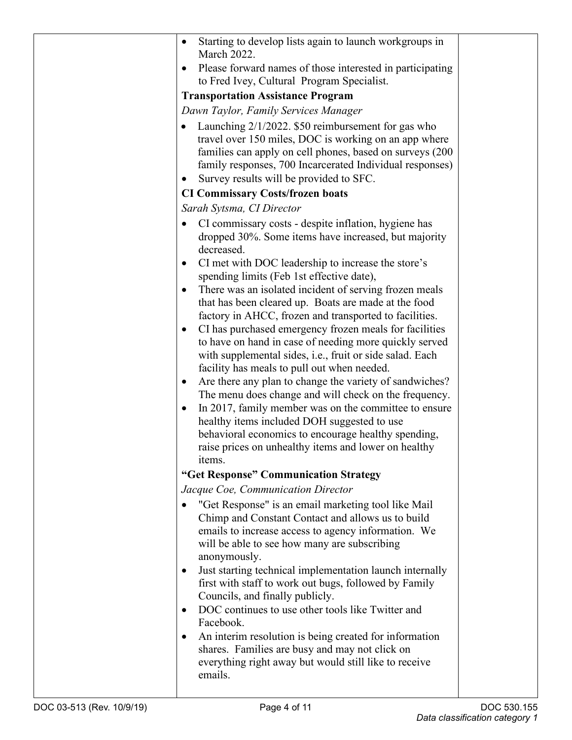- Starting to develop lists again to launch workgroups in March 2022.
- Please forward names of those interested in participating to Fred Ivey, Cultural Program Specialist.

**Transportation Assistance Program**

*Dawn Taylor, Family Services Manager*

- Launching 2/1/2022. $50 reimbursement for gas who travel over 150 miles, DOC is working on an app where families can apply on cell phones, based on surveys (200 family responses, 700 Incarcerated Individual responses)
- Survey results will be provided to SFC.

**CI Commissary Costs/frozen boats**

*Sarah Sytsma, CI Director*

- CI commissary costs - despite inflation, hygiene has dropped 30%. Some items have increased, but majority decreased.
- CI met with DOC leadership to increase the store's spending limits (Feb 1st effective date),
- There was an isolated incident of serving frozen meals that has been cleared up. Boats are made at the food factory in AHCC, frozen and transported to facilities.
- CI has purchased emergency frozen meals for facilities to have on hand in case of needing more quickly served with supplemental sides, i.e., fruit or side salad. Each facility has meals to pull out when needed.
- Are there any plan to change the variety of sandwiches? The menu does change and will check on the frequency.
- In 2017, family member was on the committee to ensure healthy items included DOH suggested to use behavioral economics to encourage healthy spending, raise prices on unhealthy items and lower on healthy items.

**"Get Response" Communication Strategy**

*Jacque Coe, Communication Director*

- "Get Response" is an email marketing tool like Mail Chimp and Constant Contact and allows us to build emails to increase access to agency information. We will be able to see how many are subscribing anonymously.
- Just starting technical implementation launch internally first with staff to work out bugs, followed by Family Councils, and finally publicly.
- DOC continues to use other tools like Twitter and Facebook.
- An interim resolution is being created for information shares. Families are busy and may not click on everything right away but would still like to receive emails.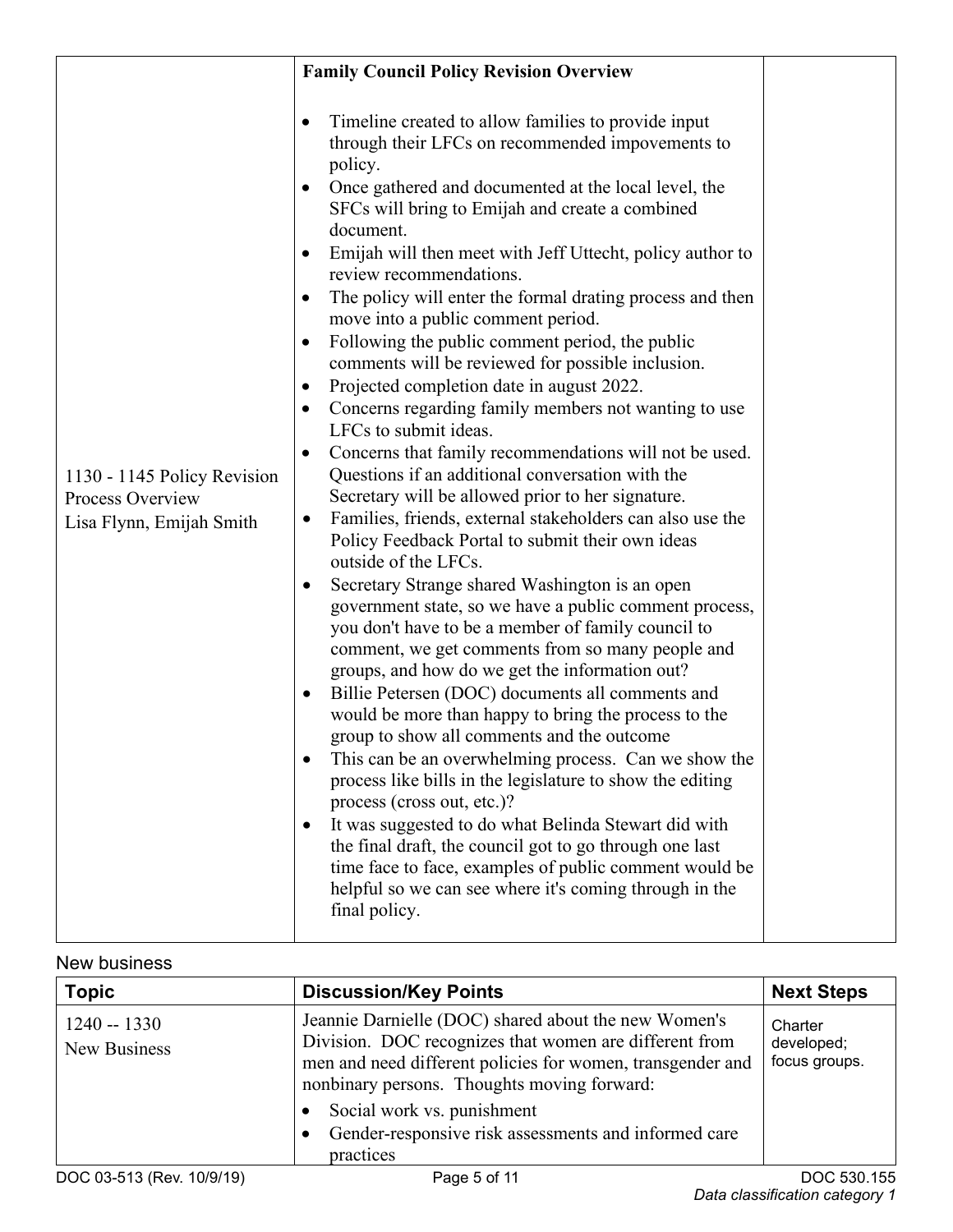| | **Family Council Policy Revision Overview** | |
|---|---|---|
| 1130 - 1145 Policy Revision Process Overview<br>Lisa Flynn, Emijah Smith | <ul><li>Timeline created to allow families to provide input through their LFCs on recommended impovements to policy.</li><li>Once gathered and documented at the local level, the SFCs will bring to Emijah and create a combined document.</li><li>Emijah will then meet with Jeff Uttecht, policy author to review recommendations.</li><li>The policy will enter the formal drating process and then move into a public comment period.</li><li>Following the public comment period, the public comments will be reviewed for possible inclusion.</li><li>Projected completion date in august 2022.</li><li>Concerns regarding family members not wanting to use LFCs to submit ideas.</li><li>Concerns that family recommendations will not be used. Questions if an additional conversation with the Secretary will be allowed prior to her signature.</li><li>Families, friends, external stakeholders can also use the Policy Feedback Portal to submit their own ideas outside of the LFCs.</li><li>Secretary Strange shared Washington is an open government state, so we have a public comment process, you don't have to be a member of family council to comment, we get comments from so many people and groups, and how do we get the information out?</li><li>Billie Petersen (DOC) documents all comments and would be more than happy to bring the process to the group to show all comments and the outcome</li><li>This can be an overwhelming process. Can we show the process like bills in the legislature to show the editing process (cross out, etc.)?</li><li>It was suggested to do what Belinda Stewart did with the final draft, the council got to go through one last time face to face, examples of public comment would be helpful so we can see where it's coming through in the final policy.</li></ul> | |

New business

| **Topic** | **Discussion/Key Points** | **Next Steps** |
|---|---|---|
| 1240 -- 1330<br>New Business | Jeannie Darnielle (DOC) shared about the new Women's Division. DOC recognizes that women are different from men and need different policies for women, transgender and nonbinary persons. Thoughts moving forward:<ul><li>Social work vs. punishment</li><li>Gender-responsive risk assessments and informed care practices</li></ul> | Charter developed; focus groups. |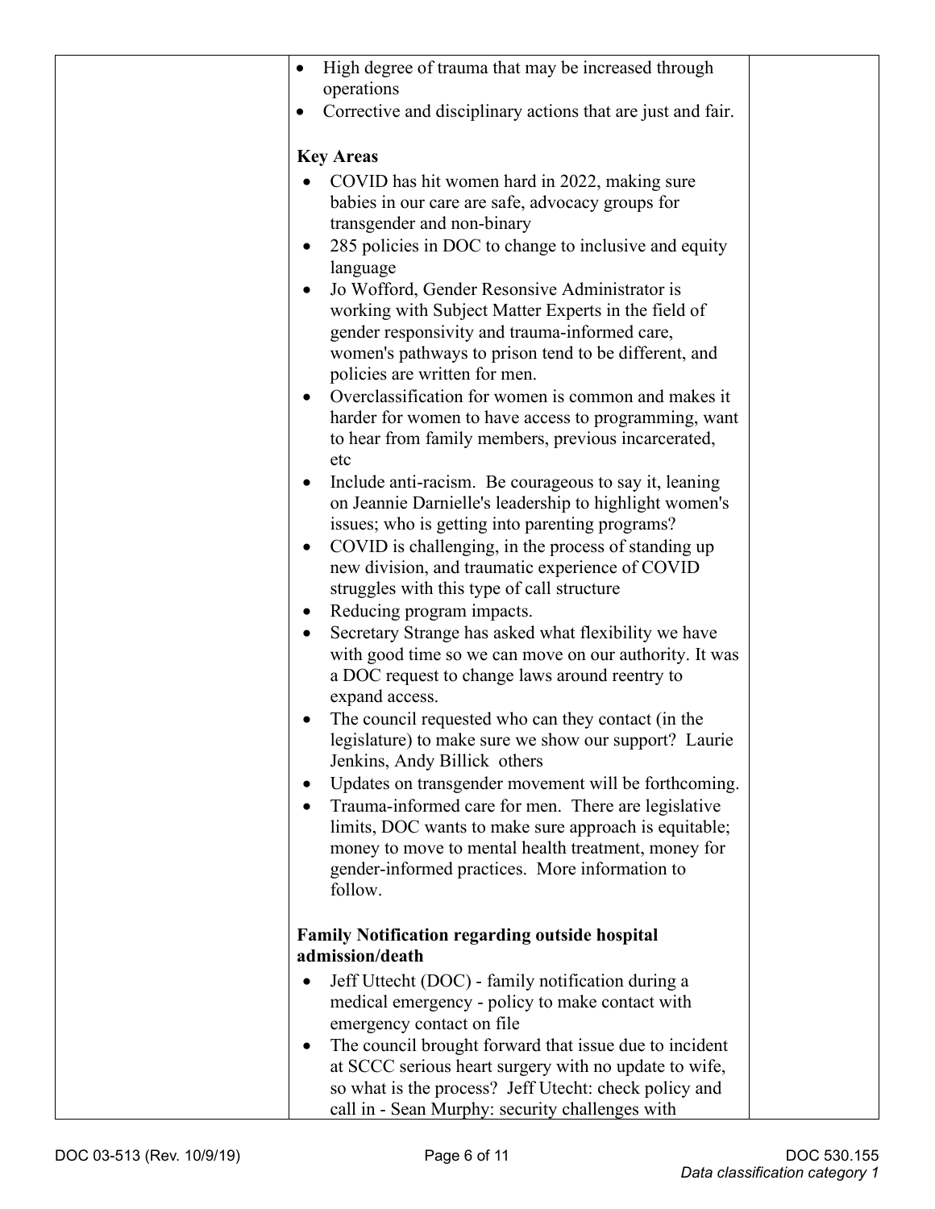| | - High degree of trauma that may be increased through operations<br>- Corrective and disciplinary actions that are just and fair.<br><br>**Key Areas**<br>- COVID has hit women hard in 2022, making sure babies in our care are safe, advocacy groups for transgender and non-binary<br>- 285 policies in DOC to change to inclusive and equity language<br>- Jo Wofford, Gender Resonsive Administrator is working with Subject Matter Experts in the field of gender responsivity and trauma-informed care, women's pathways to prison tend to be different, and policies are written for men.<br>- Overclassification for women is common and makes it harder for women to have access to programming, want to hear from family members, previous incarcerated, etc<br>- Include anti-racism. Be courageous to say it, leaning on Jeannie Darnielle's leadership to highlight women's issues; who is getting into parenting programs?<br>- COVID is challenging, in the process of standing up new division, and traumatic experience of COVID struggles with this type of call structure<br>- Reducing program impacts.<br>- Secretary Strange has asked what flexibility we have with good time so we can move on our authority. It was a DOC request to change laws around reentry to expand access.<br>- The council requested who can they contact (in the legislature) to make sure we show our support? Laurie Jenkins, Andy Billick others<br>- Updates on transgender movement will be forthcoming.<br>- Trauma-informed care for men. There are legislative limits, DOC wants to make sure approach is equitable; money to move to mental health treatment, money for gender-informed practices. More information to follow.<br><br>**Family Notification regarding outside hospital admission/death**<br>- Jeff Uttecht (DOC) - family notification during a medical emergency - policy to make contact with emergency contact on file<br>- The council brought forward that issue due to incident at SCCC serious heart surgery with no update to wife, so what is the process? Jeff Utecht: check policy and call in - Sean Murphy: security challenges with | |
|---|---|---|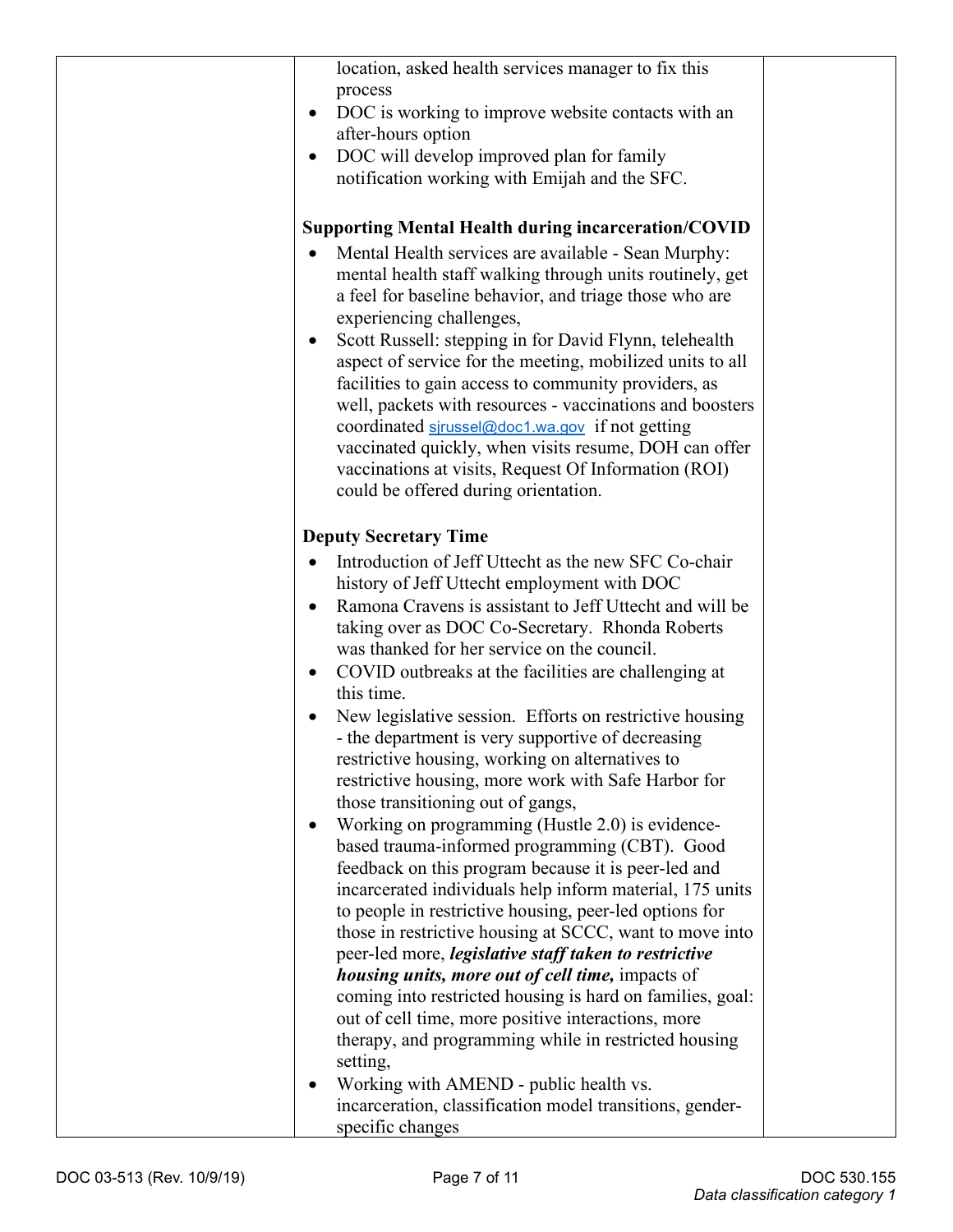| | location, asked health services manager to fix this process<br>• DOC is working to improve website contacts with an after-hours option<br>• DOC will develop improved plan for family notification working with Emijah and the SFC.<br><br>**Supporting Mental Health during incarceration/COVID**<br>• Mental Health services are available - Sean Murphy: mental health staff walking through units routinely, get a feel for baseline behavior, and triage those who are experiencing challenges,<br>• Scott Russell: stepping in for David Flynn, telehealth aspect of service for the meeting, mobilized units to all facilities to gain access to community providers, as well, packets with resources - vaccinations and boosters coordinated sjrussel@doc1.wa.gov if not getting vaccinated quickly, when visits resume, DOH can offer vaccinations at visits, Request Of Information (ROI) could be offered during orientation.<br><br>**Deputy Secretary Time**<br>• Introduction of Jeff Uttecht as the new SFC Co-chair history of Jeff Uttecht employment with DOC<br>• Ramona Cravens is assistant to Jeff Uttecht and will be taking over as DOC Co-Secretary. Rhonda Roberts was thanked for her service on the council.<br>• COVID outbreaks at the facilities are challenging at this time.<br>• New legislative session. Efforts on restrictive housing - the department is very supportive of decreasing restrictive housing, working on alternatives to restrictive housing, more work with Safe Harbor for those transitioning out of gangs,<br>• Working on programming (Hustle 2.0) is evidence-based trauma-informed programming (CBT). Good feedback on this program because it is peer-led and incarcerated individuals help inform material, 175 units to people in restrictive housing, peer-led options for those in restrictive housing at SCCC, want to move into peer-led more, ***legislative staff taken to restrictive housing units, more out of cell time,*** impacts of coming into restricted housing is hard on families, goal: out of cell time, more positive interactions, more therapy, and programming while in restricted housing setting,<br>• Working with AMEND - public health vs. incarceration, classification model transitions, gender-specific changes | |
|---|---|---|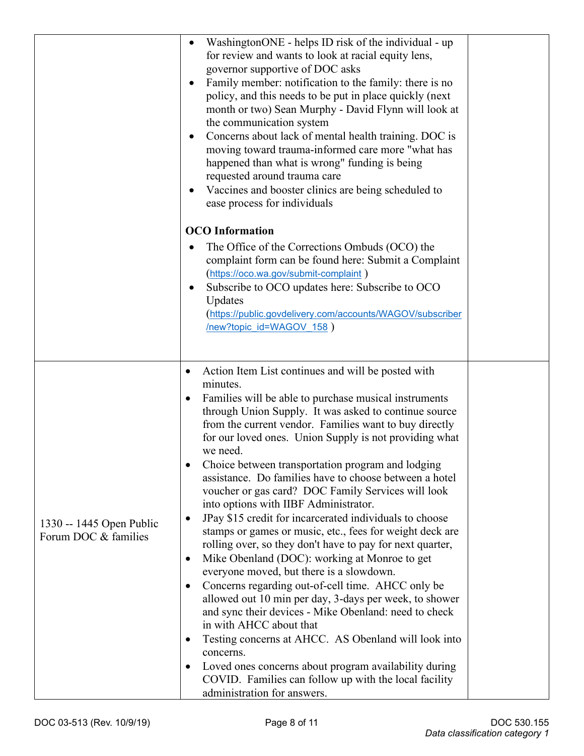| | | |
|---|---|---|
| | • WashingtonONE - helps ID risk of the individual - up for review and wants to look at racial equity lens, governor supportive of DOC asks<br>• Family member: notification to the family: there is no policy, and this needs to be put in place quickly (next month or two) Sean Murphy - David Flynn will look at the communication system<br>• Concerns about lack of mental health training. DOC is moving toward trauma-informed care more "what has happened than what is wrong" funding is being requested around trauma care<br>• Vaccines and booster clinics are being scheduled to ease process for individuals<br><br>**OCO Information**<br>• The Office of the Corrections Ombuds (OCO) the complaint form can be found here: Submit a Complaint (https://oco.wa.gov/submit-complaint )<br>• Subscribe to OCO updates here: Subscribe to OCO Updates (https://public.govdelivery.com/accounts/WAGOV/subscriber/new?topic_id=WAGOV_158 ) | |
| 1330 -- 1445 Open Public Forum DOC & families | • Action Item List continues and will be posted with minutes.<br>• Families will be able to purchase musical instruments through Union Supply. It was asked to continue source from the current vendor. Families want to buy directly for our loved ones. Union Supply is not providing what we need.<br>• Choice between transportation program and lodging assistance. Do families have to choose between a hotel voucher or gas card? DOC Family Services will look into options with IIBF Administrator.<br>• JPay $15 credit for incarcerated individuals to choose stamps or games or music, etc., fees for weight deck are rolling over, so they don't have to pay for next quarter,<br>• Mike Obenland (DOC): working at Monroe to get everyone moved, but there is a slowdown.<br>• Concerns regarding out-of-cell time. AHCC only be allowed out 10 min per day, 3-days per week, to shower and sync their devices - Mike Obenland: need to check in with AHCC about that<br>• Testing concerns at AHCC. AS Obenland will look into concerns.<br>• Loved ones concerns about program availability during COVID. Families can follow up with the local facility administration for answers. | |

DOC 03-513 (Rev. 10/9/19)

DOC 530.155
*Data classification category 1*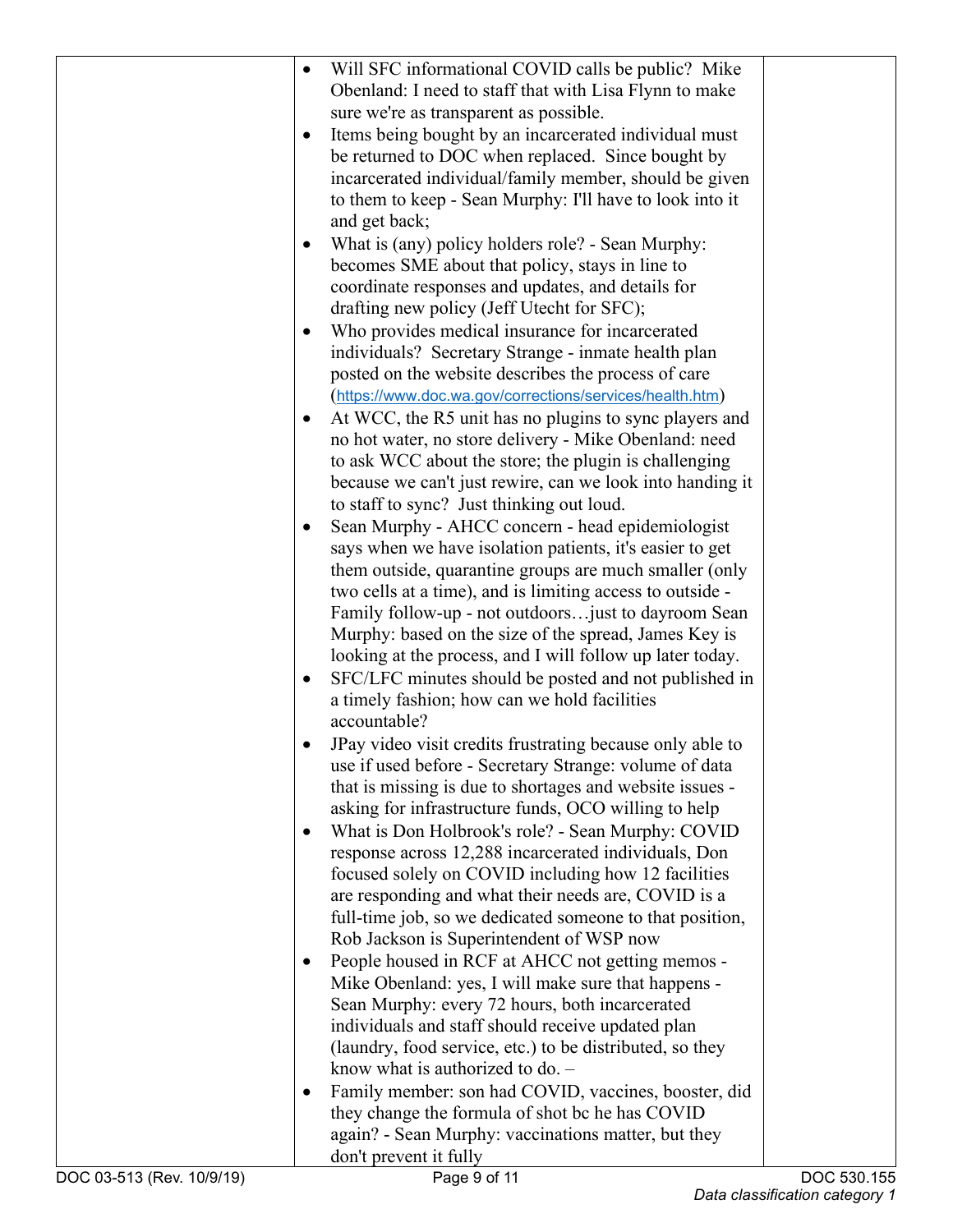| | | |
|---|---|---|
| | • Will SFC informational COVID calls be public? Mike Obenland: I need to staff that with Lisa Flynn to make sure we're as transparent as possible.<br>• Items being bought by an incarcerated individual must be returned to DOC when replaced. Since bought by incarcerated individual/family member, should be given to them to keep - Sean Murphy: I'll have to look into it and get back;<br>• What is (any) policy holders role? - Sean Murphy: becomes SME about that policy, stays in line to coordinate responses and updates, and details for drafting new policy (Jeff Utecht for SFC);<br>• Who provides medical insurance for incarcerated individuals? Secretary Strange - inmate health plan posted on the website describes the process of care (https://www.doc.wa.gov/corrections/services/health.htm)<br>• At WCC, the R5 unit has no plugins to sync players and no hot water, no store delivery - Mike Obenland: need to ask WCC about the store; the plugin is challenging because we can't just rewire, can we look into handing it to staff to sync? Just thinking out loud.<br>• Sean Murphy - AHCC concern - head epidemiologist says when we have isolation patients, it's easier to get them outside, quarantine groups are much smaller (only two cells at a time), and is limiting access to outside - Family follow-up - not outdoors…just to dayroom Sean Murphy: based on the size of the spread, James Key is looking at the process, and I will follow up later today.<br>• SFC/LFC minutes should be posted and not published in a timely fashion; how can we hold facilities accountable?<br>• JPay video visit credits frustrating because only able to use if used before - Secretary Strange: volume of data that is missing is due to shortages and website issues - asking for infrastructure funds, OCO willing to help<br>• What is Don Holbrook's role? - Sean Murphy: COVID response across 12,288 incarcerated individuals, Don focused solely on COVID including how 12 facilities are responding and what their needs are, COVID is a full-time job, so we dedicated someone to that position, Rob Jackson is Superintendent of WSP now<br>• People housed in RCF at AHCC not getting memos - Mike Obenland: yes, I will make sure that happens - Sean Murphy: every 72 hours, both incarcerated individuals and staff should receive updated plan (laundry, food service, etc.) to be distributed, so they know what is authorized to do. –<br>• Family member: son had COVID, vaccines, booster, did they change the formula of shot bc he has COVID again? - Sean Murphy: vaccinations matter, but they don't prevent it fully | |

DOC 03-513 (Rev. 10/9/19) DOC 530.155

*Data classification category 1*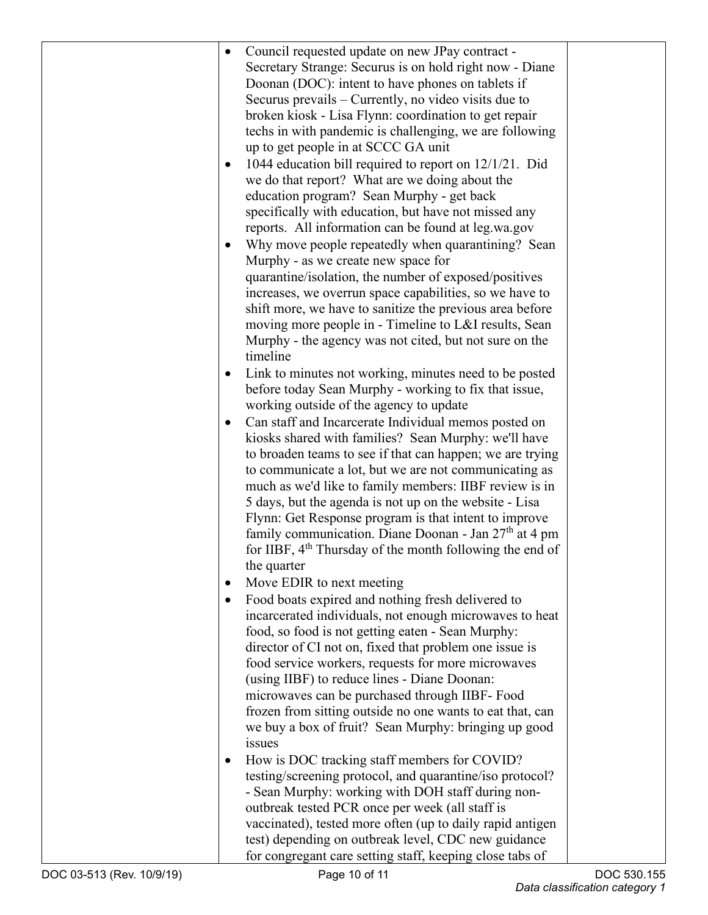| | | |
|---|---|---|
| | • Council requested update on new JPay contract - Secretary Strange: Securus is on hold right now - Diane Doonan (DOC): intent to have phones on tablets if Securus prevails – Currently, no video visits due to broken kiosk - Lisa Flynn: coordination to get repair techs in with pandemic is challenging, we are following up to get people in at SCCC GA unit<br>• 1044 education bill required to report on 12/1/21. Did we do that report? What are we doing about the education program? Sean Murphy - get back specifically with education, but have not missed any reports. All information can be found at leg.wa.gov<br>• Why move people repeatedly when quarantining? Sean Murphy - as we create new space for quarantine/isolation, the number of exposed/positives increases, we overrun space capabilities, so we have to shift more, we have to sanitize the previous area before moving more people in - Timeline to L&I results, Sean Murphy - the agency was not cited, but not sure on the timeline<br>• Link to minutes not working, minutes need to be posted before today Sean Murphy - working to fix that issue, working outside of the agency to update<br>• Can staff and Incarcerate Individual memos posted on kiosks shared with families? Sean Murphy: we'll have to broaden teams to see if that can happen; we are trying to communicate a lot, but we are not communicating as much as we'd like to family members: IIBF review is in 5 days, but the agenda is not up on the website - Lisa Flynn: Get Response program is that intent to improve family communication. Diane Doonan - Jan 27th at 4 pm for IIBF, 4th Thursday of the month following the end of the quarter<br>• Move EDIR to next meeting<br>• Food boats expired and nothing fresh delivered to incarcerated individuals, not enough microwaves to heat food, so food is not getting eaten - Sean Murphy: director of CI not on, fixed that problem one issue is food service workers, requests for more microwaves (using IIBF) to reduce lines - Diane Doonan: microwaves can be purchased through IIBF- Food frozen from sitting outside no one wants to eat that, can we buy a box of fruit? Sean Murphy: bringing up good issues<br>• How is DOC tracking staff members for COVID? testing/screening protocol, and quarantine/iso protocol? - Sean Murphy: working with DOH staff during non-outbreak tested PCR once per week (all staff is vaccinated), tested more often (up to daily rapid antigen test) depending on outbreak level, CDC new guidance for congregant care setting staff, keeping close tabs of | |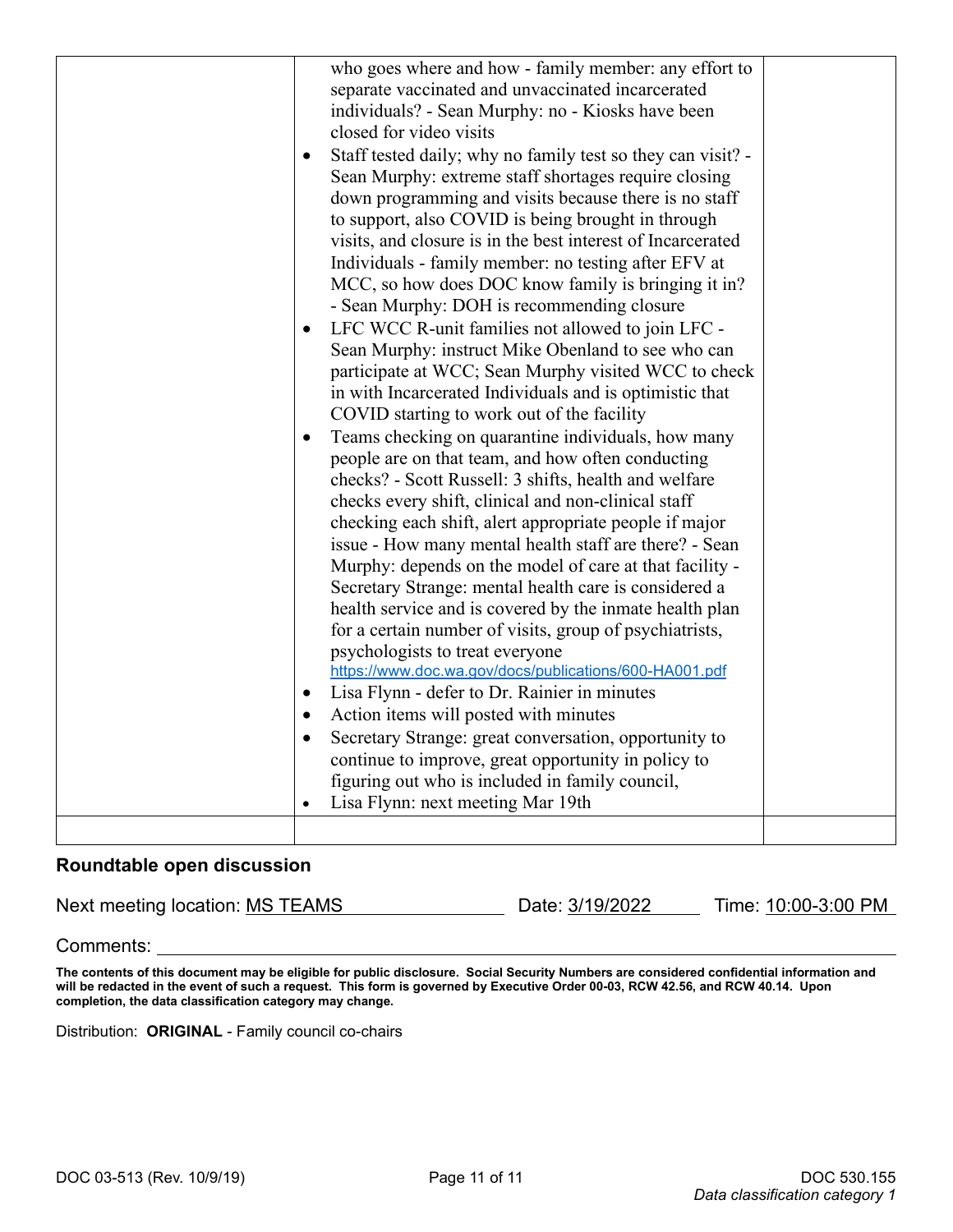|  | who goes where and how - family member: any effort to separate vaccinated and unvaccinated incarcerated individuals? - Sean Murphy: no - Kiosks have been closed for video visits<br>• Staff tested daily; why no family test so they can visit? - Sean Murphy: extreme staff shortages require closing down programming and visits because there is no staff to support, also COVID is being brought in through visits, and closure is in the best interest of Incarcerated Individuals - family member: no testing after EFV at MCC, so how does DOC know family is bringing it in? - Sean Murphy: DOH is recommending closure<br>• LFC WCC R-unit families not allowed to join LFC - Sean Murphy: instruct Mike Obenland to see who can participate at WCC; Sean Murphy visited WCC to check in with Incarcerated Individuals and is optimistic that COVID starting to work out of the facility<br>• Teams checking on quarantine individuals, how many people are on that team, and how often conducting checks? - Scott Russell: 3 shifts, health and welfare checks every shift, clinical and non-clinical staff checking each shift, alert appropriate people if major issue - How many mental health staff are there? - Sean Murphy: depends on the model of care at that facility - Secretary Strange: mental health care is considered a health service and is covered by the inmate health plan for a certain number of visits, group of psychiatrists, psychologists to treat everyone https://www.doc.wa.gov/docs/publications/600-HA001.pdf<br>• Lisa Flynn - defer to Dr. Rainier in minutes<br>• Action items will posted with minutes<br>• Secretary Strange: great conversation, opportunity to continue to improve, great opportunity in policy to figuring out who is included in family council,<br>• Lisa Flynn: next meeting Mar 19th |  |
|---|---|---|
|  |  |  |

## Roundtable open discussion

Next meeting location: MS TEAMS Date: 3/19/2022 Time: 10:00-3:00 PM

Comments:

**The contents of this document may be eligible for public disclosure. Social Security Numbers are considered confidential information and will be redacted in the event of such a request. This form is governed by Executive Order 00-03, RCW 42.56, and RCW 40.14. Upon completion, the data classification category may change.**

Distribution: **ORIGINAL** - Family council co-chairs

DOC 03-513 (Rev. 10/9/19) DOC 530.155

*Data classification category 1*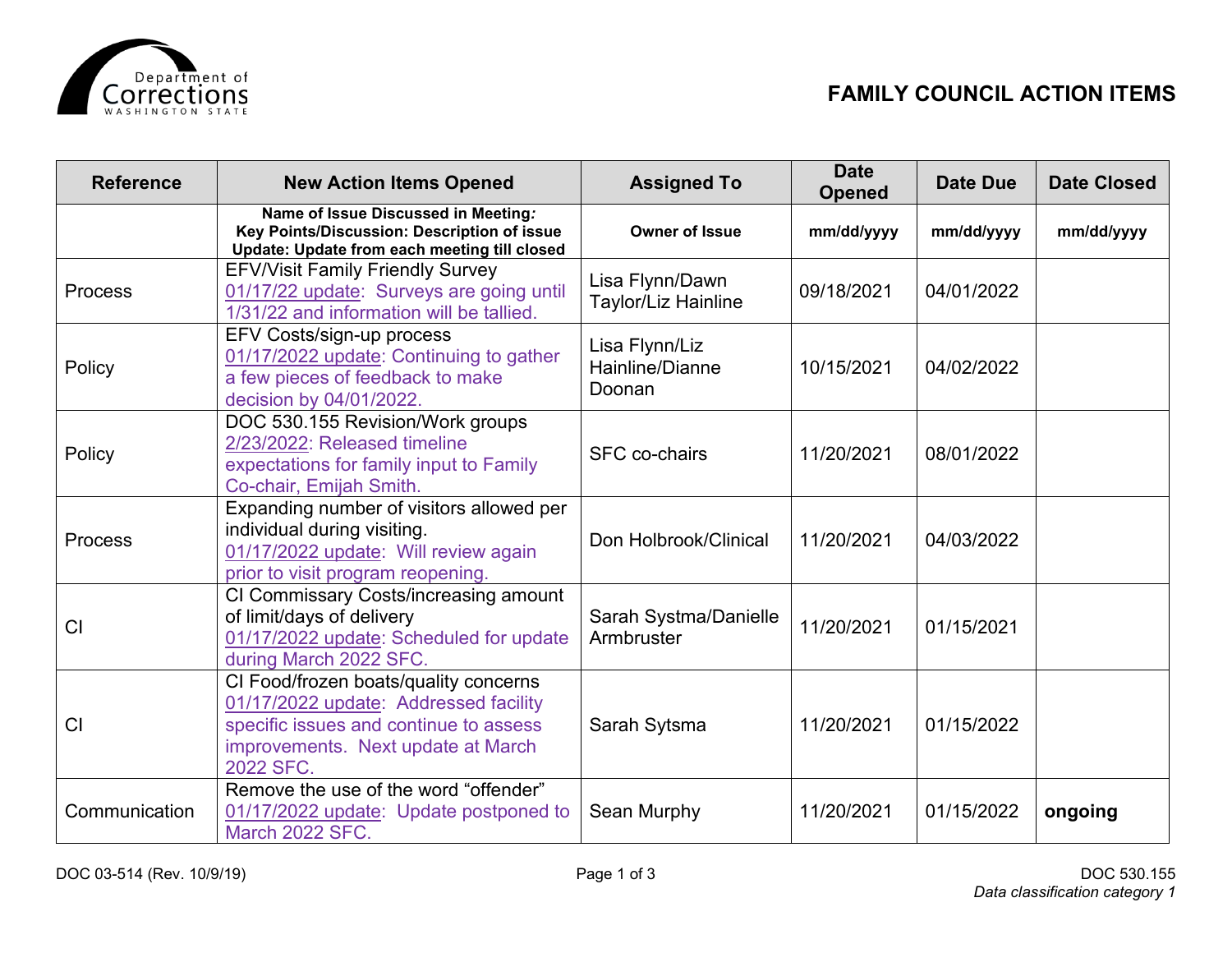# FAMILY COUNCIL ACTION ITEMS

| Reference | New Action Items Opened | Assigned To | Date Opened | Date Due | Date Closed |
|---|---|---|---|---|---|
| | **Name of Issue Discussed in Meeting:** **Key Points/Discussion: Description of issue** **Update: Update from each meeting till closed** | **Owner of Issue** | **mm/dd/yyyy** | **mm/dd/yyyy** | **mm/dd/yyyy** |
| Process | EFV/Visit Family Friendly Survey 01/17/22 update: Surveys are going until 1/31/22 and information will be tallied. | Lisa Flynn/Dawn Taylor/Liz Hainline | 09/18/2021 | 04/01/2022 | |
| Policy | EFV Costs/sign-up process 01/17/2022 update: Continuing to gather a few pieces of feedback to make decision by 04/01/2022. | Lisa Flynn/Liz Hainline/Dianne Doonan | 10/15/2021 | 04/02/2022 | |
| Policy | DOC 530.155 Revision/Work groups 2/23/2022: Released timeline expectations for family input to Family Co-chair, Emijah Smith. | SFC co-chairs | 11/20/2021 | 08/01/2022 | |
| Process | Expanding number of visitors allowed per individual during visiting. 01/17/2022 update: Will review again prior to visit program reopening. | Don Holbrook/Clinical | 11/20/2021 | 04/03/2022 | |
| CI | CI Commissary Costs/increasing amount of limit/days of delivery 01/17/2022 update: Scheduled for update during March 2022 SFC. | Sarah Systma/Danielle Armbruster | 11/20/2021 | 01/15/2021 | |
| CI | CI Food/frozen boats/quality concerns 01/17/2022 update: Addressed facility specific issues and continue to assess improvements. Next update at March 2022 SFC. | Sarah Sytsma | 11/20/2021 | 01/15/2022 | |
| Communication | Remove the use of the word “offender” 01/17/2022 update: Update postponed to March 2022 SFC. | Sean Murphy | 11/20/2021 | 01/15/2022 | **ongoing** |

DOC 03-514 (Rev. 10/9/19) DOC 530.155

*Data classification category 1*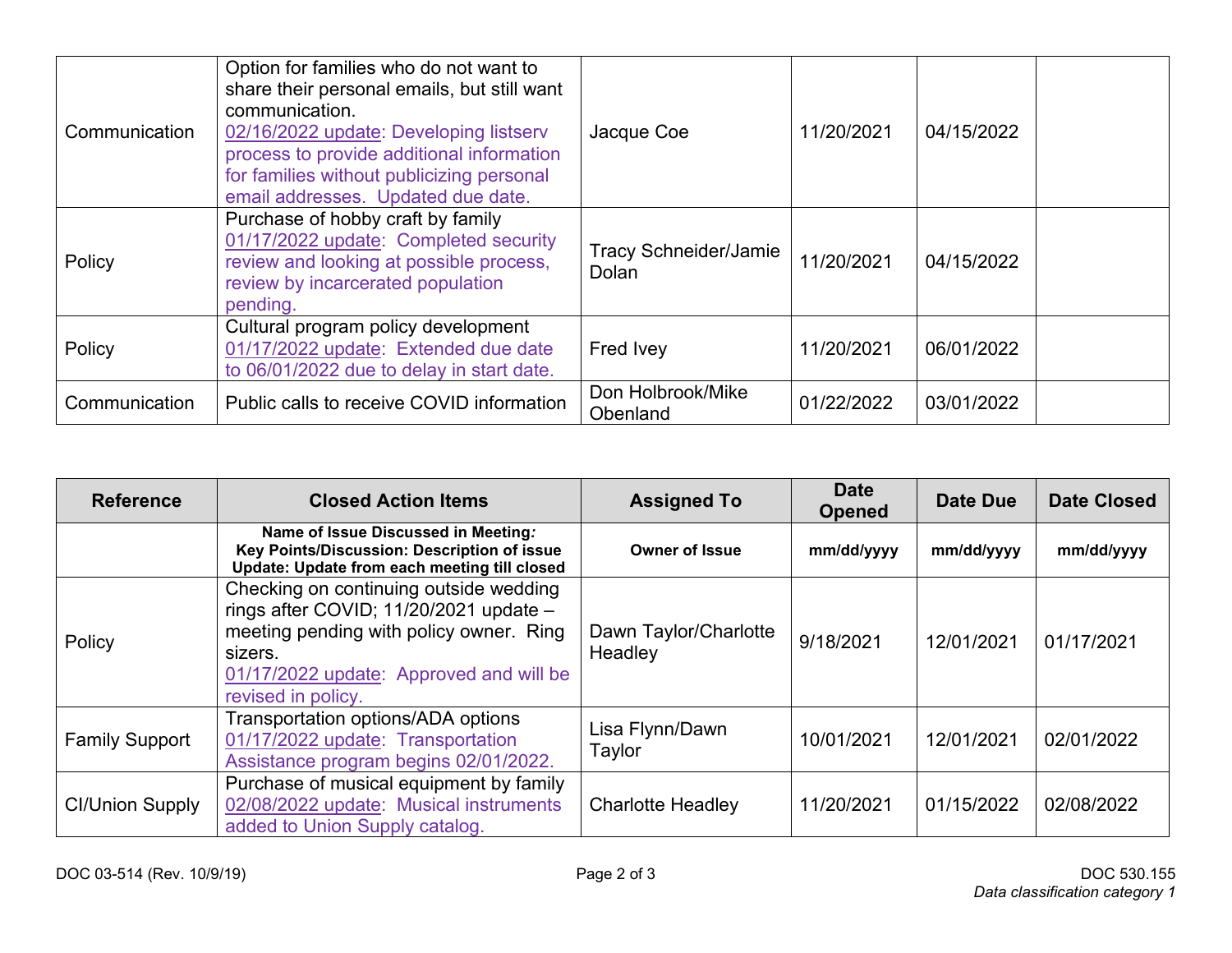| | | | | | |
|---|---|---|---|---|---|
| Communication | Option for families who do not want to share their personal emails, but still want communication. 02/16/2022 update: Developing listserv process to provide additional information for families without publicizing personal email addresses. Updated due date. | Jacque Coe | 11/20/2021 | 04/15/2022 | |
| Policy | Purchase of hobby craft by family 01/17/2022 update: Completed security review and looking at possible process, review by incarcerated population pending. | Tracy Schneider/Jamie Dolan | 11/20/2021 | 04/15/2022 | |
| Policy | Cultural program policy development 01/17/2022 update: Extended due date to 06/01/2022 due to delay in start date. | Fred Ivey | 11/20/2021 | 06/01/2022 | |
| Communication | Public calls to receive COVID information | Don Holbrook/Mike Obenland | 01/22/2022 | 03/01/2022 | |

| Reference | Closed Action Items | Assigned To | Date Opened | Date Due | Date Closed |
|---|---|---|---|---|---|
| | **Name of Issue Discussed in Meeting:** **Key Points/Discussion: Description of issue** **Update: Update from each meeting till closed** | **Owner of Issue** | **mm/dd/yyyy** | **mm/dd/yyyy** | **mm/dd/yyyy** |
| Policy | Checking on continuing outside wedding rings after COVID; 11/20/2021 update – meeting pending with policy owner. Ring sizers. 01/17/2022 update: Approved and will be revised in policy. | Dawn Taylor/Charlotte Headley | 9/18/2021 | 12/01/2021 | 01/17/2021 |
| Family Support | Transportation options/ADA options 01/17/2022 update: Transportation Assistance program begins 02/01/2022. | Lisa Flynn/Dawn Taylor | 10/01/2021 | 12/01/2021 | 02/01/2022 |
| CI/Union Supply | Purchase of musical equipment by family 02/08/2022 update: Musical instruments added to Union Supply catalog. | Charlotte Headley | 11/20/2021 | 01/15/2022 | 02/08/2022 |

DOC 03-514 (Rev. 10/9/19)

DOC 530.155

*Data classification category 1*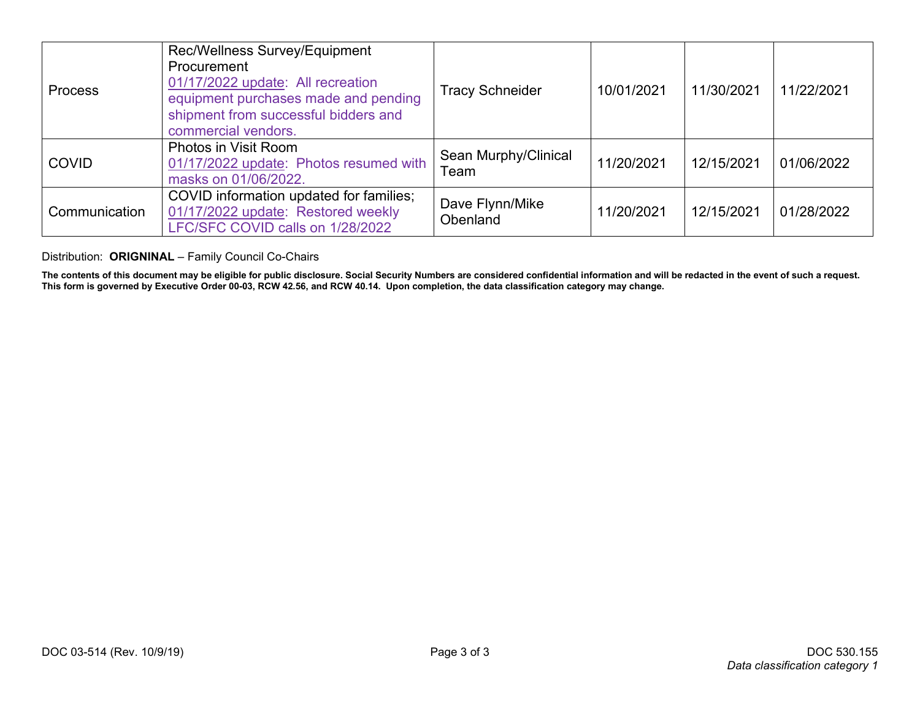| Process | Rec/Wellness Survey/Equipment Procurement<br>01/17/2022 update: All recreation equipment purchases made and pending shipment from successful bidders and commercial vendors. | Tracy Schneider | 10/01/2021 | 11/30/2021 | 11/22/2021 |
|---|---|---|---|---|---|
| COVID | Photos in Visit Room<br>01/17/2022 update: Photos resumed with masks on 01/06/2022. | Sean Murphy/Clinical Team | 11/20/2021 | 12/15/2021 | 01/06/2022 |
| Communication | COVID information updated for families;<br>01/17/2022 update: Restored weekly LFC/SFC COVID calls on 1/28/2022 | Dave Flynn/Mike Obenland | 11/20/2021 | 12/15/2021 | 01/28/2022 |

Distribution: **ORIGNINAL** – Family Council Co-Chairs

**The contents of this document may be eligible for public disclosure. Social Security Numbers are considered confidential information and will be redacted in the event of such a request. This form is governed by Executive Order 00-03, RCW 42.56, and RCW 40.14. Upon completion, the data classification category may change.**

DOC 03-514 (Rev. 10/9/19) DOC 530.155

*Data classification category 1*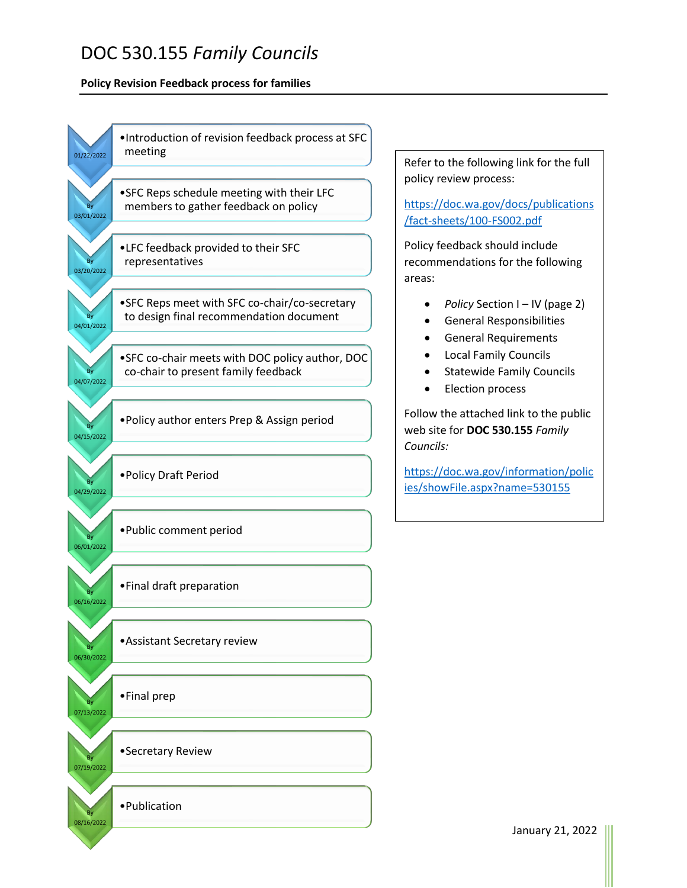# DOC 530.155 *Family Councils*

**Policy Revision Feedback process for families**

- 01/22/2022 — Introduction of revision feedback process at SFC meeting
- By 03/01/2022 — SFC Reps schedule meeting with their LFC members to gather feedback on policy
- By 03/20/2022 — LFC feedback provided to their SFC representatives
- By 04/01/2022 — SFC Reps meet with SFC co-chair/co-secretary to design final recommendation document
- By 04/07/2022 — SFC co-chair meets with DOC policy author, DOC co-chair to present family feedback
- By 04/15/2022 — Policy author enters Prep & Assign period
- By 04/29/2022 — Policy Draft Period
- By 06/01/2022 — Public comment period
- By 06/16/2022 — Final draft preparation
- By 06/30/2022 — Assistant Secretary review
- By 07/13/2022 — Final prep
- By 07/19/2022 — Secretary Review
- By 08/16/2022 — Publication

Refer to the following link for the full policy review process:

https://doc.wa.gov/docs/publications/fact-sheets/100-FS002.pdf

Policy feedback should include recommendations for the following areas:

- *Policy* Section I – IV (page 2)
- General Responsibilities
- General Requirements
- Local Family Councils
- Statewide Family Councils
- Election process

Follow the attached link to the public web site for **DOC 530.155** *Family Councils:*

https://doc.wa.gov/information/policies/showFile.aspx?name=530155

January 21, 2022